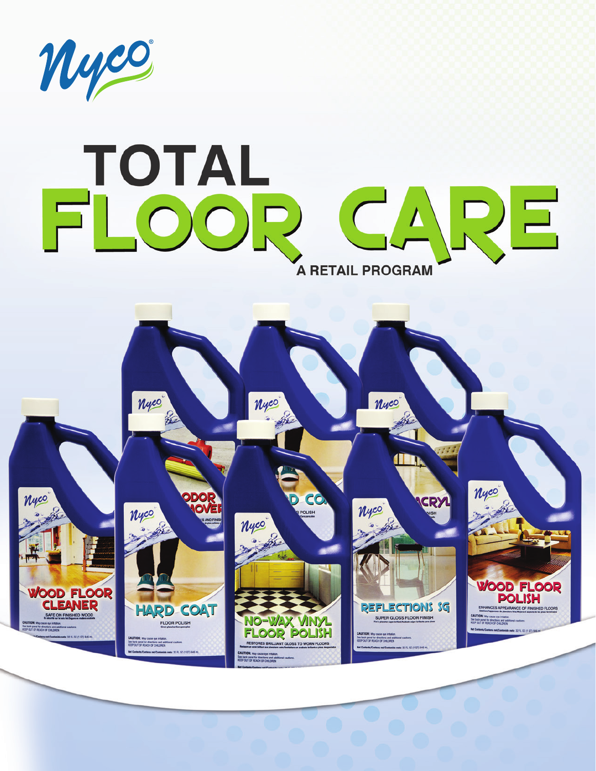# TOTAL FLOOR CARE

## A RETAIL PROGRAM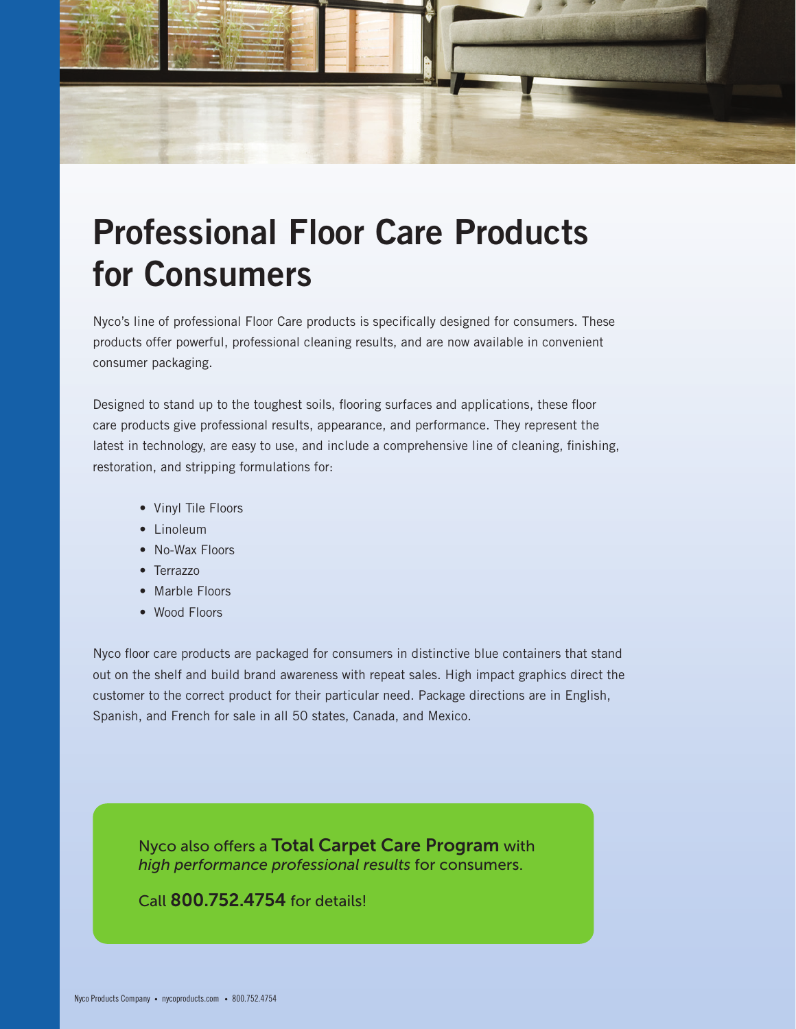# Professional Floor Care Products for Consumers

Nyco's line of professional Floor Care products is specifically designed for consumers. These products offer powerful, professional cleaning results, and are now available in convenient consumer packaging.

Designed to stand up to the toughest soils, flooring surfaces and applications, these floor care products give professional results, appearance, and performance. They represent the latest in technology, are easy to use, and include a comprehensive line of cleaning, finishing, restoration, and stripping formulations for:

- Vinyl Tile Floors
- Linoleum
- No-Wax Floors
- Terrazzo
- Marble Floors
- Wood Floors

Nyco floor care products are packaged for consumers in distinctive blue containers that stand out on the shelf and build brand awareness with repeat sales. High impact graphics direct the customer to the correct product for their particular need. Package directions are in English, Spanish, and French for sale in all 50 states, Canada, and Mexico.

Nyco also offers a **Total Carpet Care Program** with *high performance professional results* for consumers.

Call **800.752.4754** for details!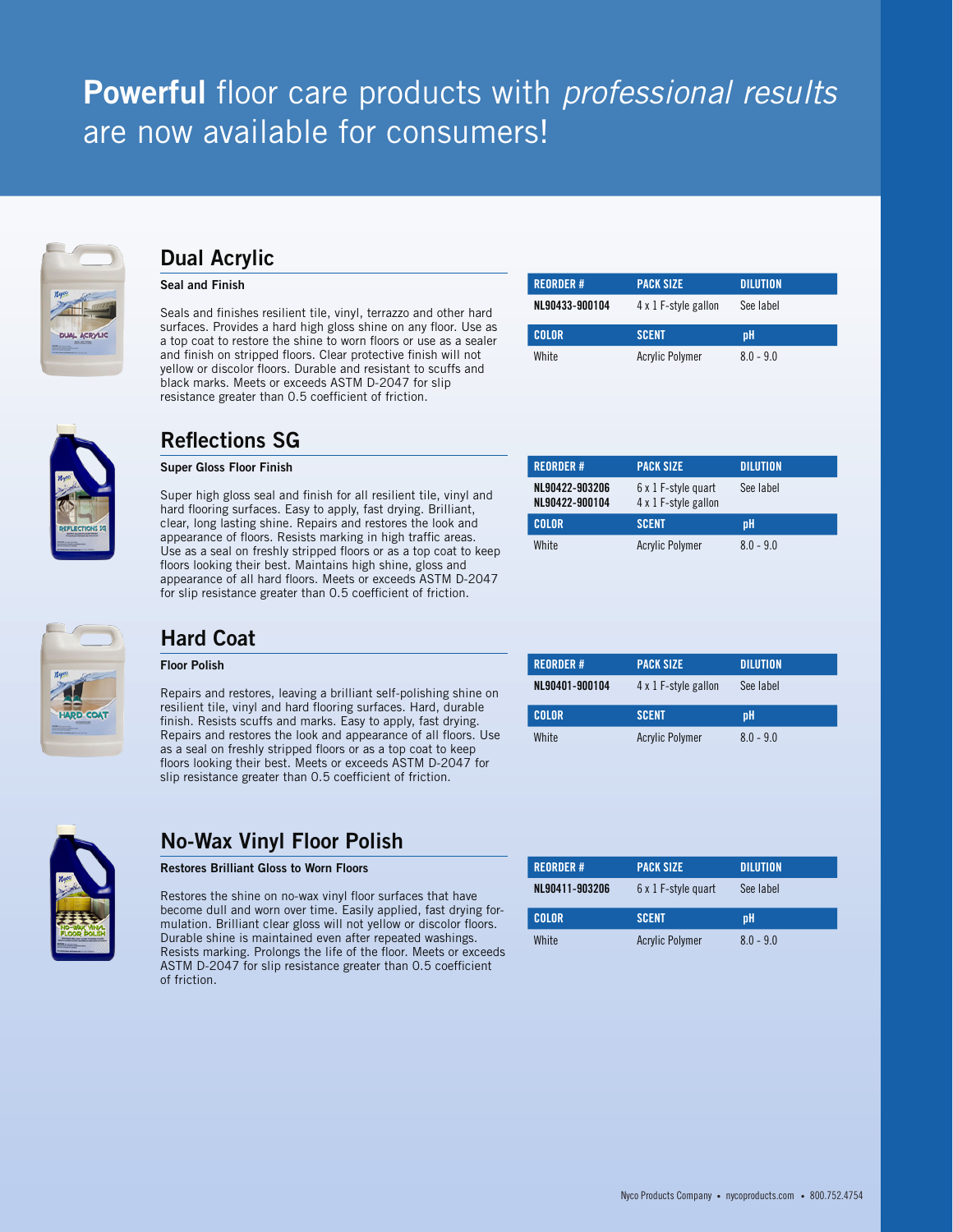# **Powerful** floor care products with *professional results* are now available for consumers!

## Dual Acrylic

**Seal and Finish**

Seals and finishes resilient tile, vinyl, terrazzo and other hard surfaces. Provides a hard high gloss shine on any floor. Use as a top coat to restore the shine to worn floors or use as a sealer and finish on stripped floors. Clear protective finish will not yellow or discolor floors. Durable and resistant to scuffs and black marks. Meets or exceeds ASTM D-2047 for slip resistance greater than 0.5 coefficient of friction.

| REORDER # | PACK SIZE | DILUTION |
|---|---|---|
| NL90433-900104 | 4 x 1 F-style gallon | See label |
| **COLOR** | **SCENT** | **pH** |
| White | Acrylic Polymer | 8.0 - 9.0 |

## Reflections SG

**Super Gloss Floor Finish**

Super high gloss seal and finish for all resilient tile, vinyl and hard flooring surfaces. Easy to apply, fast drying. Brilliant, clear, long lasting shine. Repairs and restores the look and appearance of floors. Resists marking in high traffic areas. Use as a seal on freshly stripped floors or as a top coat to keep floors looking their best. Maintains high shine, gloss and appearance of all hard floors. Meets or exceeds ASTM D-2047 for slip resistance greater than 0.5 coefficient of friction.

| REORDER # | PACK SIZE | DILUTION |
|---|---|---|
| NL90422-903206<br>NL90422-900104 | 6 x 1 F-style quart<br>4 x 1 F-style gallon | See label |
| **COLOR** | **SCENT** | **pH** |
| White | Acrylic Polymer | 8.0 - 9.0 |

## Hard Coat

**Floor Polish**

Repairs and restores, leaving a brilliant self-polishing shine on resilient tile, vinyl and hard flooring surfaces. Hard, durable finish. Resists scuffs and marks. Easy to apply, fast drying. Repairs and restores the look and appearance of all floors. Use as a seal on freshly stripped floors or as a top coat to keep floors looking their best. Meets or exceeds ASTM D-2047 for slip resistance greater than 0.5 coefficient of friction.

| REORDER # | PACK SIZE | DILUTION |
|---|---|---|
| NL90401-900104 | 4 x 1 F-style gallon | See label |
| **COLOR** | **SCENT** | **pH** |
| White | Acrylic Polymer | 8.0 - 9.0 |

## No-Wax Vinyl Floor Polish

**Restores Brilliant Gloss to Worn Floors**

Restores the shine on no-wax vinyl floor surfaces that have become dull and worn over time. Easily applied, fast drying formulation. Brilliant clear gloss will not yellow or discolor floors. Durable shine is maintained even after repeated washings. Resists marking. Prolongs the life of the floor. Meets or exceeds ASTM D-2047 for slip resistance greater than 0.5 coefficient of friction.

| REORDER # | PACK SIZE | DILUTION |
|---|---|---|
| NL90411-903206 | 6 x 1 F-style quart | See label |
| **COLOR** | **SCENT** | **pH** |
| White | Acrylic Polymer | 8.0 - 9.0 |

Nyco Products Company • nycoproducts.com • 800.752.4754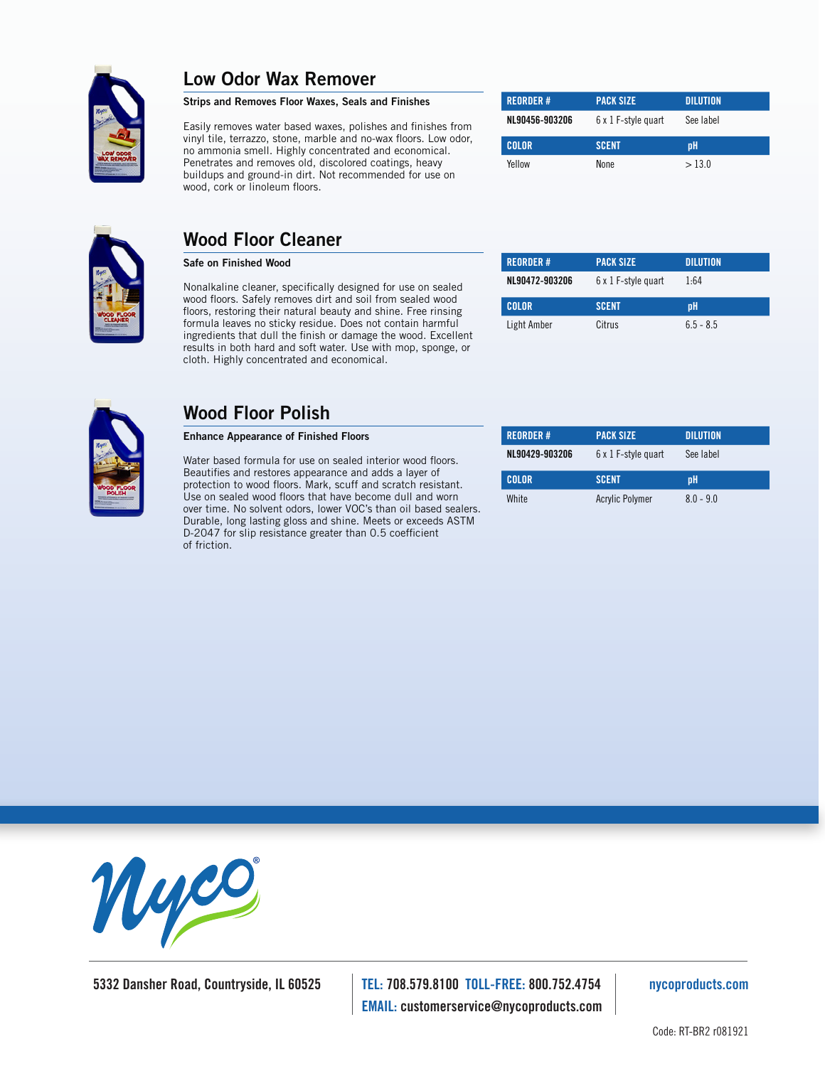## Low Odor Wax Remover

**Strips and Removes Floor Waxes, Seals and Finishes**

Easily removes water based waxes, polishes and finishes from vinyl tile, terrazzo, stone, marble and no-wax floors. Low odor, no ammonia smell. Highly concentrated and economical. Penetrates and removes old, discolored coatings, heavy buildups and ground-in dirt. Not recommended for use on wood, cork or linoleum floors.

| REORDER # | PACK SIZE | DILUTION |
|---|---|---|
| NL90456-903206 | 6 x 1 F-style quart | See label |
| **COLOR** | **SCENT** | **pH** |
| Yellow | None | > 13.0 |

## Wood Floor Cleaner

**Safe on Finished Wood**

Nonalkaline cleaner, specifically designed for use on sealed wood floors. Safely removes dirt and soil from sealed wood floors, restoring their natural beauty and shine. Free rinsing formula leaves no sticky residue. Does not contain harmful ingredients that dull the finish or damage the wood. Excellent results in both hard and soft water. Use with mop, sponge, or cloth. Highly concentrated and economical.

| REORDER # | PACK SIZE | DILUTION |
|---|---|---|
| NL90472-903206 | 6 x 1 F-style quart | 1:64 |
| **COLOR** | **SCENT** | **pH** |
| Light Amber | Citrus | 6.5 - 8.5 |

## Wood Floor Polish

**Enhance Appearance of Finished Floors**

Water based formula for use on sealed interior wood floors. Beautifies and restores appearance and adds a layer of protection to wood floors. Mark, scuff and scratch resistant. Use on sealed wood floors that have become dull and worn over time. No solvent odors, lower VOC's than oil based sealers. Durable, long lasting gloss and shine. Meets or exceeds ASTM D-2047 for slip resistance greater than 0.5 coefficient of friction.

| REORDER # | PACK SIZE | DILUTION |
|---|---|---|
| NL90429-903206 | 6 x 1 F-style quart | See label |
| **COLOR** | **SCENT** | **pH** |
| White | Acrylic Polymer | 8.0 - 9.0 |

nyco®

5332 Dansher Road, Countryside, IL 60525

**TEL:** 708.579.8100 **TOLL-FREE:** 800.752.4754
**EMAIL:** customerservice@nycoproducts.com

nycoproducts.com

Code: RT-BR2 r081921